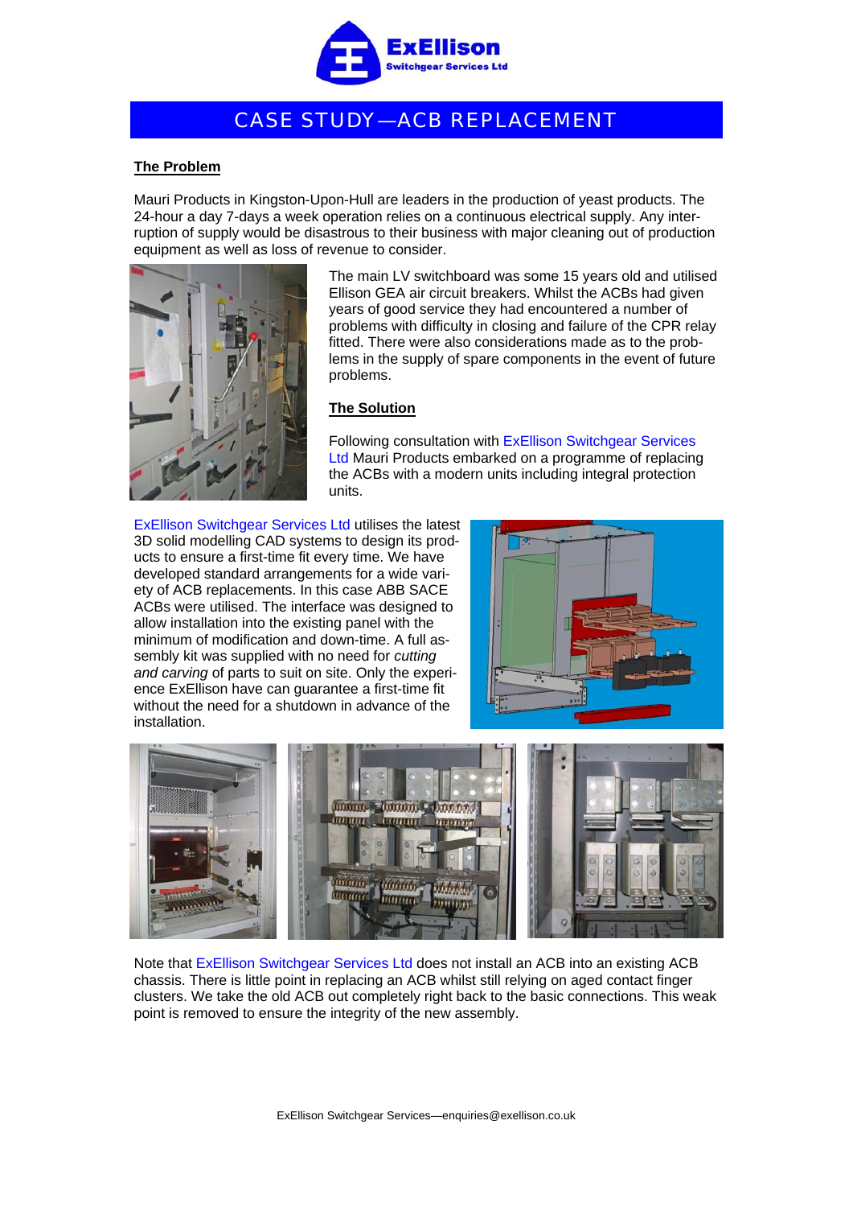# CASE STUDY—ACB REPLACEMENT

## The Problem

Mauri Products in Kingston-Upon-Hull are leaders in the production of yeast products. The 24-hour a day 7-days a week operation relies on a continuous electrical supply. Any interruption of supply would be disastrous to their business with major cleaning out of production equipment as well as loss of revenue to consider.

The main LV switchboard was some 15 years old and utilised Ellison GEA air circuit breakers. Whilst the ACBs had given years of good service they had encountered a number of problems with difficulty in closing and failure of the CPR relay fitted. There were also considerations made as to the problems in the supply of spare components in the event of future problems.

## The Solution

Following consultation with ExEllison Switchgear Services Ltd Mauri Products embarked on a programme of replacing the ACBs with a modern units including integral protection units.

ExEllison Switchgear Services Ltd utilises the latest 3D solid modelling CAD systems to design its products to ensure a first-time fit every time. We have developed standard arrangements for a wide variety of ACB replacements. In this case ABB SACE ACBs were utilised. The interface was designed to allow installation into the existing panel with the minimum of modification and down-time. A full assembly kit was supplied with no need for *cutting and carving* of parts to suit on site. Only the experience ExEllison have can guarantee a first-time fit without the need for a shutdown in advance of the installation.

Note that ExEllison Switchgear Services Ltd does not install an ACB into an existing ACB chassis. There is little point in replacing an ACB whilst still relying on aged contact finger clusters. We take the old ACB out completely right back to the basic connections. This weak point is removed to ensure the integrity of the new assembly.

ExEllison Switchgear Services—enquiries@exellison.co.uk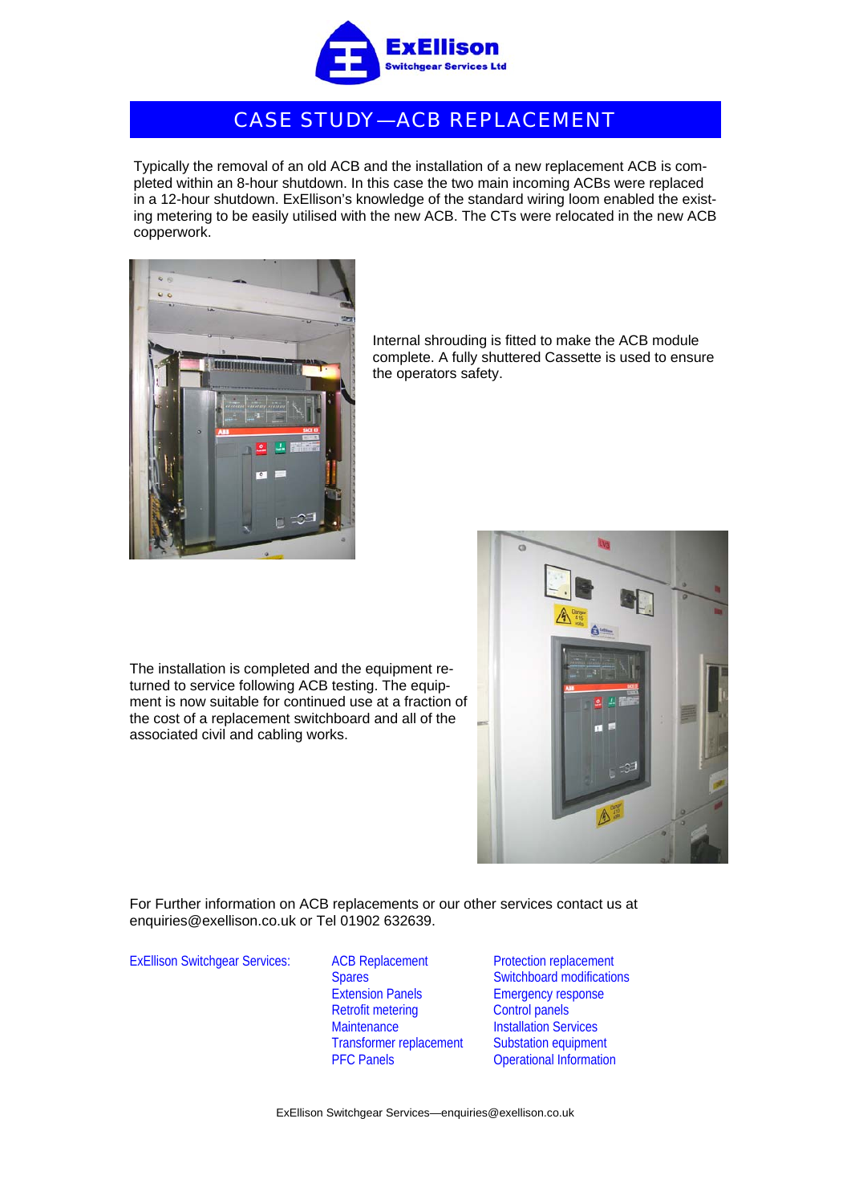# CASE STUDY—ACB REPLACEMENT

Typically the removal of an old ACB and the installation of a new replacement ACB is completed within an 8-hour shutdown. In this case the two main incoming ACBs were replaced in a 12-hour shutdown. ExEllison's knowledge of the standard wiring loom enabled the existing metering to be easily utilised with the new ACB. The CTs were relocated in the new ACB copperwork.

Internal shrouding is fitted to make the ACB module complete. A fully shuttered Cassette is used to ensure the operators safety.

The installation is completed and the equipment returned to service following ACB testing. The equipment is now suitable for continued use at a fraction of the cost of a replacement switchboard and all of the associated civil and cabling works.

For Further information on ACB replacements or our other services contact us at enquiries@exellison.co.uk or Tel 01902 632639.

ExEllison Switchgear Services:

- ACB Replacement
- Spares
- Extension Panels
- Retrofit metering
- Maintenance
- Transformer replacement
- PFC Panels
- Protection replacement
- Switchboard modifications
- Emergency response
- Control panels
- Installation Services
- Substation equipment
- Operational Information

ExEllison Switchgear Services—enquiries@exellison.co.uk